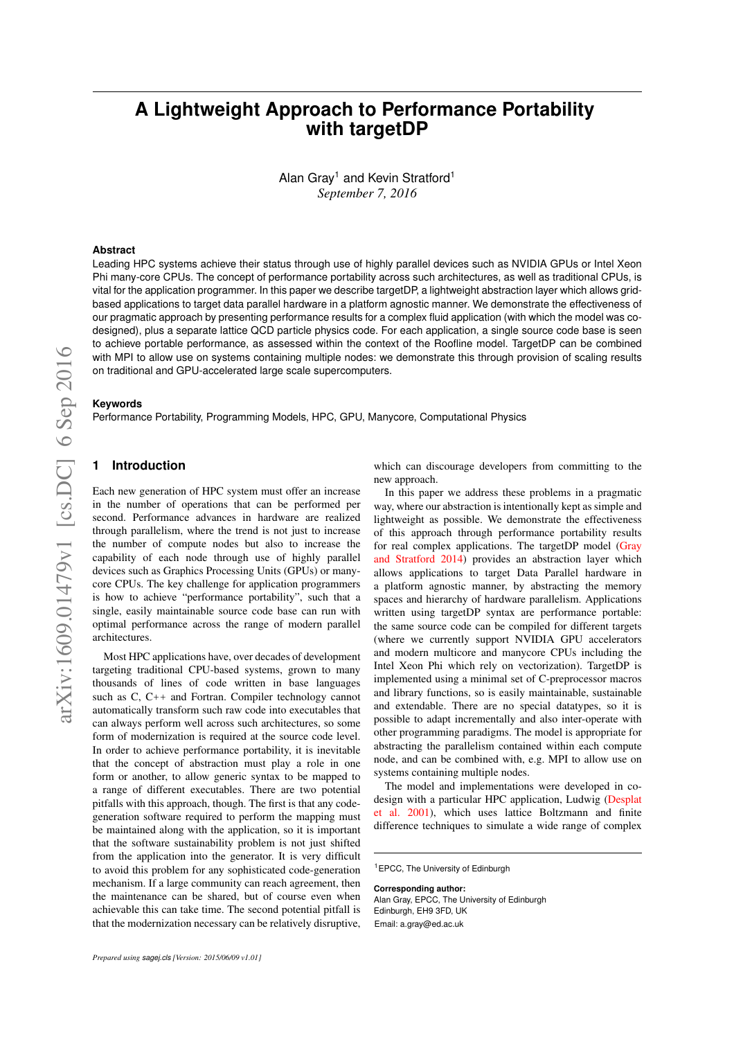# A Lightweight Approach to Performance Portability with targetDP

Alan Gray[1] and Kevin Stratford[1]

*September 7, 2016*

### Abstract

Leading HPC systems achieve their status through use of highly parallel devices such as NVIDIA GPUs or Intel Xeon Phi many-core CPUs. The concept of performance portability across such architectures, as well as traditional CPUs, is vital for the application programmer. In this paper we describe targetDP, a lightweight abstraction layer which allows grid-based applications to target data parallel hardware in a platform agnostic manner. We demonstrate the effectiveness of our pragmatic approach by presenting performance results for a complex fluid application (with which the model was co-designed), plus a separate lattice QCD particle physics code. For each application, a single source code base is seen to achieve portable performance, as assessed within the context of the Roofline model. TargetDP can be combined with MPI to allow use on systems containing multiple nodes: we demonstrate this through provision of scaling results on traditional and GPU-accelerated large scale supercomputers.

### Keywords

Performance Portability, Programming Models, HPC, GPU, Manycore, Computational Physics

## 1 Introduction

Each new generation of HPC system must offer an increase in the number of operations that can be performed per second. Performance advances in hardware are realized through parallelism, where the trend is not just to increase the number of compute nodes but also to increase the capability of each node through use of highly parallel devices such as Graphics Processing Units (GPUs) or many-core CPUs. The key challenge for application programmers is how to achieve "performance portability", such that a single, easily maintainable source code base can run with optimal performance across the range of modern parallel architectures.

Most HPC applications have, over decades of development targeting traditional CPU-based systems, grown to many thousands of lines of code written in base languages such as C, C++ and Fortran. Compiler technology cannot automatically transform such raw code into executables that can always perform well across such architectures, so some form of modernization is required at the source code level. In order to achieve performance portability, it is inevitable that the concept of abstraction must play a role in one form or another, to allow generic syntax to be mapped to a range of different executables. There are two potential pitfalls with this approach, though. The first is that any code-generation software required to perform the mapping must be maintained along with the application, so it is important that the software sustainability problem is not just shifted from the application into the generator. It is very difficult to avoid this problem for any sophisticated code-generation mechanism. If a large community can reach agreement, then the maintenance can be shared, but of course even when achievable this can take time. The second potential pitfall is that the modernization necessary can be relatively disruptive, which can discourage developers from committing to the new approach.

In this paper we address these problems in a pragmatic way, where our abstraction is intentionally kept as simple and lightweight as possible. We demonstrate the effectiveness of this approach through performance portability results for real complex applications. The targetDP model (Gray and Stratford 2014) provides an abstraction layer which allows applications to target Data Parallel hardware in a platform agnostic manner, by abstracting the memory spaces and hierarchy of hardware parallelism. Applications written using targetDP syntax are performance portable: the same source code can be compiled for different targets (where we currently support NVIDIA GPU accelerators and modern multicore and manycore CPUs including the Intel Xeon Phi which rely on vectorization). TargetDP is implemented using a minimal set of C-preprocessor macros and library functions, so is easily maintainable, sustainable and extendable. There are no special datatypes, so it is possible to adapt incrementally and also inter-operate with other programming paradigms. The model is appropriate for abstracting the parallelism contained within each compute node, and can be combined with, e.g. MPI to allow use on systems containing multiple nodes.

The model and implementations were developed in co-design with a particular HPC application, Ludwig (Desplat et al. 2001), which uses lattice Boltzmann and finite difference techniques to simulate a wide range of complex

[1]EPCC, The University of Edinburgh

**Corresponding author:**
Alan Gray, EPCC, The University of Edinburgh
Edinburgh, EH9 3FD, UK
Email: a.gray@ed.ac.uk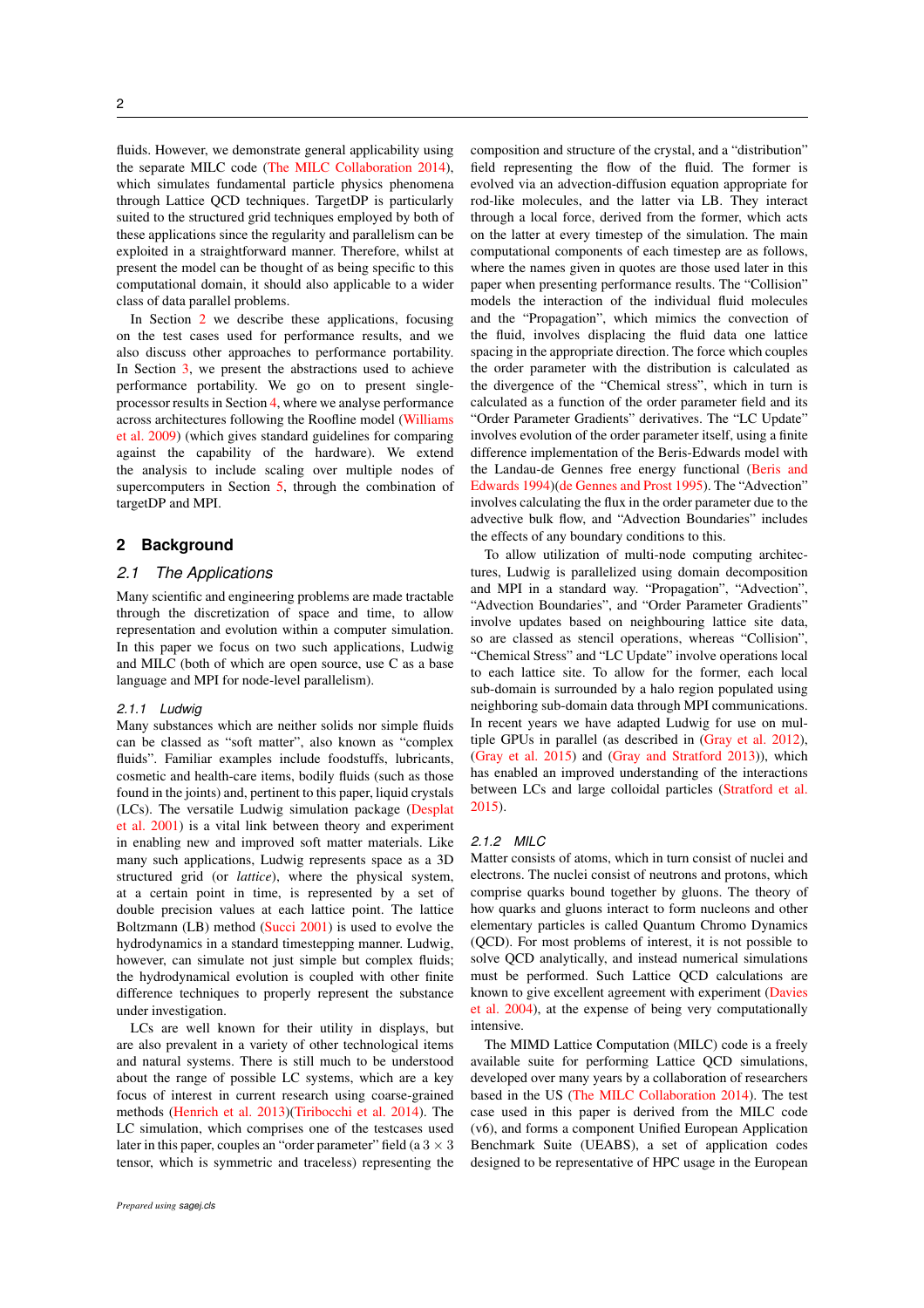fluids. However, we demonstrate general applicability using the separate MILC code (The MILC Collaboration 2014), which simulates fundamental particle physics phenomena through Lattice QCD techniques. TargetDP is particularly suited to the structured grid techniques employed by both of these applications since the regularity and parallelism can be exploited in a straightforward manner. Therefore, whilst at present the model can be thought of as being specific to this computational domain, it should also applicable to a wider class of data parallel problems.

In Section 2 we describe these applications, focusing on the test cases used for performance results, and we also discuss other approaches to performance portability. In Section 3, we present the abstractions used to achieve performance portability. We go on to present single-processor results in Section 4, where we analyse performance across architectures following the Roofline model (Williams et al. 2009) (which gives standard guidelines for comparing against the capability of the hardware). We extend the analysis to include scaling over multiple nodes of supercomputers in Section 5, through the combination of targetDP and MPI.

## 2 Background

### 2.1 The Applications

Many scientific and engineering problems are made tractable through the discretization of space and time, to allow representation and evolution within a computer simulation. In this paper we focus on two such applications, Ludwig and MILC (both of which are open source, use C as a base language and MPI for node-level parallelism).

#### 2.1.1 Ludwig

Many substances which are neither solids nor simple fluids can be classed as "soft matter", also known as "complex fluids". Familiar examples include foodstuffs, lubricants, cosmetic and health-care items, bodily fluids (such as those found in the joints) and, pertinent to this paper, liquid crystals (LCs). The versatile Ludwig simulation package (Desplat et al. 2001) is a vital link between theory and experiment in enabling new and improved soft matter materials. Like many such applications, Ludwig represents space as a 3D structured grid (or *lattice*), where the physical system, at a certain point in time, is represented by a set of double precision values at each lattice point. The lattice Boltzmann (LB) method (Succi 2001) is used to evolve the hydrodynamics in a standard timestepping manner. Ludwig, however, can simulate not just simple fluids; the hydrodynamical evolution is coupled with other finite difference techniques to properly represent the substance under investigation.

LCs are well known for their utility in displays, but are also prevalent in a variety of other technological items and natural systems. There is still much to be understood about the range of possible LC systems, which are a key focus of interest in current research using coarse-grained methods (Henrich et al. 2013)(Tiribocchi et al. 2014). The LC simulation, which comprises one of the testcases used later in this paper, couples an "order parameter" field (a $3 \times 3$ tensor, which is symmetric and traceless) representing the composition and structure of the crystal, and a "distribution" field representing the flow of the fluid. The former is evolved via an advection-diffusion equation appropriate for rod-like molecules, and the latter via LB. They interact through a local force, derived from the former, which acts on the latter at every timestep of the simulation. The main computational components of each timestep are as follows, where the names given in quotes are those used later in this paper when presenting performance results. The "Collision" models the interaction of the individual fluid molecules and the "Propagation", which mimics the convection of the fluid, involves displacing the fluid data one lattice spacing in the appropriate direction. The force which couples the order parameter with the distribution is calculated as the divergence of the "Chemical stress", which in turn is calculated as a function of the order parameter field and its "Order Parameter Gradients" derivatives. The "LC Update" involves evolution of the order parameter itself, using a finite difference implementation of the Beris-Edwards model with the Landau-de Gennes free energy functional (Beris and Edwards 1994)(de Gennes and Prost 1995). The "Advection" involves calculating the flux in the order parameter due to the advective bulk flow, and "Advection Boundaries" includes the effects of any boundary conditions to this.

To allow utilization of multi-node computing architectures, Ludwig is parallelized using domain decomposition and MPI in a standard way. "Propagation", "Advection", "Advection Boundaries", and "Order Parameter Gradients" involve updates based on neighbouring lattice site data, so are classed as stencil operations, whereas "Collision", "Chemical Stress" and "LC Update" involve operations local to each lattice site. To allow for the former, each local sub-domain is surrounded by a halo region populated using neighboring sub-domain data through MPI communications. In recent years we have adapted Ludwig for use on multiple GPUs in parallel (as described in (Gray et al. 2012), (Gray et al. 2015) and (Gray and Stratford 2013)), which has enabled an improved understanding of the interactions between LCs and large colloidal particles (Stratford et al. 2015).

#### 2.1.2 MILC

Matter consists of atoms, which in turn consist of nuclei and electrons. The nuclei consist of neutrons and protons, which comprise quarks bound together by gluons. The theory of how quarks and gluons interact to form nucleons and other elementary particles is called Quantum Chromo Dynamics (QCD). For most problems of interest, it is not possible to solve QCD analytically, and instead numerical simulations must be performed. Such Lattice QCD calculations are known to give excellent agreement with experiment (Davies et al. 2004), at the expense of being very computationally intensive.

The MIMD Lattice Computation (MILC) code is a freely available suite for performing Lattice QCD simulations, developed over many years by a collaboration of researchers based in the US (The MILC Collaboration 2014). The test case used in this paper is derived from the MILC code (v6), and forms a component Unified European Application Benchmark Suite (UEABS), a set of application codes designed to be representative of HPC usage in the European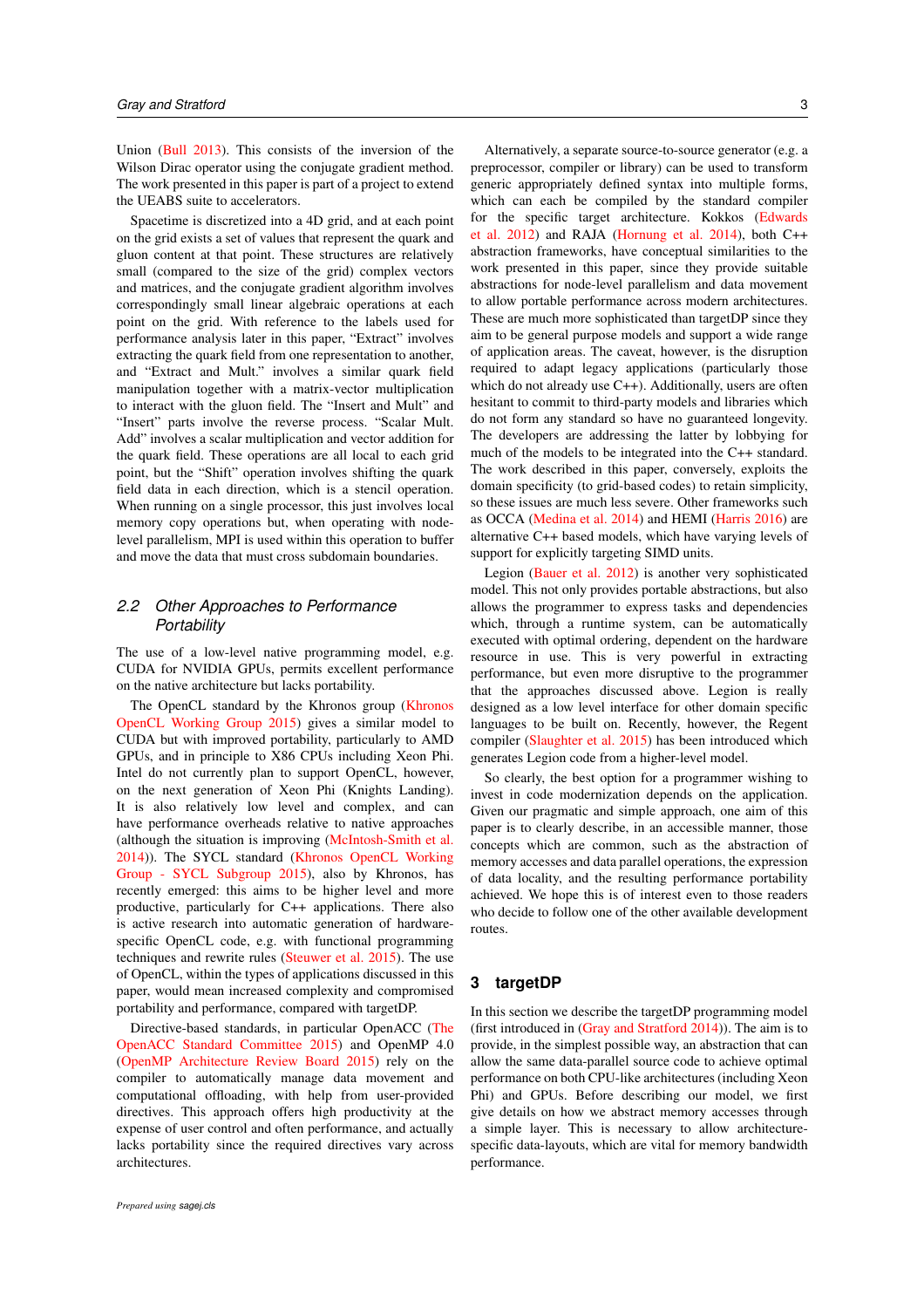Union (Bull 2013). This consists of the inversion of the Wilson Dirac operator using the conjugate gradient method. The work presented in this paper is part of a project to extend the UEABS suite to accelerators.

Spacetime is discretized into a 4D grid, and at each point on the grid exists a set of values that represent the quark and gluon content at that point. These structures are relatively small (compared to the size of the grid) complex vectors and matrices, and the conjugate gradient algorithm involves correspondingly small linear algebraic operations at each point on the grid. With reference to the labels used for performance analysis later in this paper, "Extract" involves extracting the quark field from one representation to another, and "Extract and Mult." involves a similar quark field manipulation together with a matrix-vector multiplication to interact with the gluon field. The "Insert and Mult" and "Insert" parts involve the reverse process. "Scalar Mult. Add" involves a scalar multiplication and vector addition for the quark field. These operations are all local to each grid point, but the "Shift" operation involves shifting the quark field data in each direction, which is a stencil operation. When running on a single processor, this just involves local memory copy operations but, when operating with node-level parallelism, MPI is used within this operation to buffer and move the data that must cross subdomain boundaries.

### 2.2 Other Approaches to Performance Portability

The use of a low-level native programming model, e.g. CUDA for NVIDIA GPUs, permits excellent performance on the native architecture but lacks portability.

The OpenCL standard by the Khronos group (Khronos OpenCL Working Group 2015) gives a similar model to CUDA but with improved portability, particularly to AMD GPUs, and in principle to X86 CPUs including Xeon Phi. Intel do not currently plan to support OpenCL, however, on the next generation of Xeon Phi (Knights Landing). It is also relatively low level and complex, and can have performance overheads relative to native approaches (although the situation is improving (McIntosh-Smith et al. 2014)). The SYCL standard (Khronos OpenCL Working Group - SYCL Subgroup 2015), also by Khronos, has recently emerged: this aims to be higher level and more productive, particularly for C++ applications. There also is active research into automatic generation of hardware-specific OpenCL code, e.g. with functional programming techniques and rewrite rules (Steuwer et al. 2015). The use of OpenCL, within the types of applications discussed in this paper, would mean increased complexity and compromised portability and performance, compared with targetDP.

Directive-based standards, in particular OpenACC (The OpenACC Standard Committee 2015) and OpenMP 4.0 (OpenMP Architecture Review Board 2015) rely on the compiler to automatically manage data movement and computational offloading, with help from user-provided directives. This approach offers high productivity at the expense of user control and often performance, and actually lacks portability since the required directives vary across architectures.

Alternatively, a separate source-to-source generator (e.g. a preprocessor, compiler or library) can be used to transform generic appropriately defined syntax into multiple forms, which can each be compiled by the standard compiler for the specific target architecture. Kokkos (Edwards et al. 2012) and RAJA (Hornung et al. 2014), both C++ abstraction frameworks, have conceptual similarities to the work presented in this paper, since they provide suitable abstractions for node-level parallelism and data movement to allow portable performance across modern architectures. These are much more sophisticated than targetDP since they aim to be general purpose models and support a wide range of application areas. The caveat, however, is the disruption required to adapt legacy applications (particularly those which do not already use C++). Additionally, users are often hesitant to commit to third-party models and libraries which do not form any standard so have no guaranteed longevity. The developers are addressing the latter by lobbying for much of the models to be integrated into the C++ standard. The work described in this paper, conversely, exploits the domain specificity (to grid-based codes) to retain simplicity, so these issues are much less severe. Other frameworks such as OCCA (Medina et al. 2014) and HEMI (Harris 2016) are alternative C++ based models, which have varying levels of support for explicitly targeting SIMD units.

Legion (Bauer et al. 2012) is another very sophisticated model. This not only provides portable abstractions, but also allows the programmer to express tasks and dependencies which, through a runtime system, can be automatically executed with optimal ordering, dependent on the hardware resource in use. This is very powerful in extracting performance, but even more disruptive to the programmer that the approaches discussed above. Legion is really designed as a low level interface for other domain specific languages to be built on. Recently, however, the Regent compiler (Slaughter et al. 2015) has been introduced which generates Legion code from a higher-level model.

So clearly, the best option for a programmer wishing to invest in code modernization depends on the application. Given our pragmatic and simple approach, one aim of this paper is to clearly describe, in an accessible manner, those concepts which are common, such as the abstraction of memory accesses and data parallel operations, the expression of data locality, and the resulting performance portability achieved. We hope this is of interest even to those readers who decide to follow one of the other available development routes.

## 3 targetDP

In this section we describe the targetDP programming model (first introduced in (Gray and Stratford 2014)). The aim is to provide, in the simplest possible way, an abstraction that can allow the same data-parallel source code to achieve optimal performance on both CPU-like architectures (including Xeon Phi) and GPUs. Before describing our model, we first give details on how we abstract memory accesses through a simple layer. This is necessary to allow architecture-specific data-layouts, which are vital for memory bandwidth performance.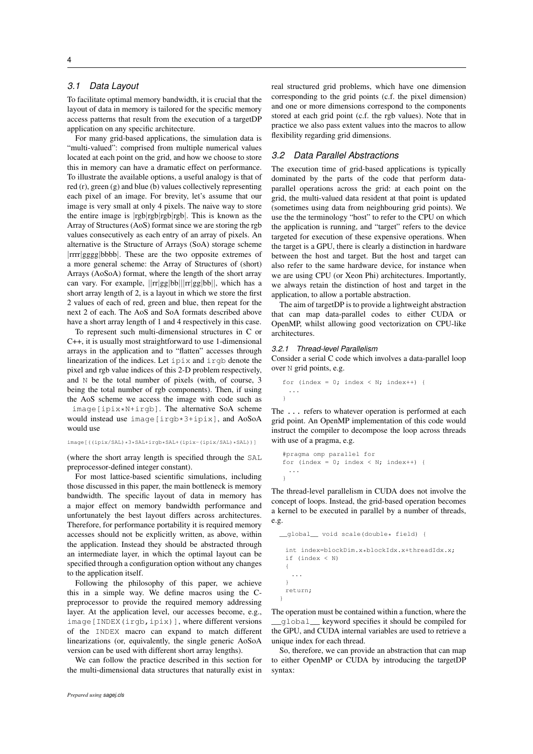### 3.1 Data Layout

To facilitate optimal memory bandwidth, it is crucial that the layout of data in memory is tailored for the specific memory access patterns that result from the execution of a targetDP application on any specific architecture.

For many grid-based applications, the simulation data is "multi-valued": comprised from multiple numerical values located at each point on the grid, and how we choose to store this in memory can have a dramatic effect on performance. To illustrate the available options, a useful analogy is that of red (r), green (g) and blue (b) values collectively representing each pixel of an image. For brevity, let's assume that our image is very small at only 4 pixels. The naive way to store the entire image is |rgb|rgb|rgb|rgb|. This is known as the Array of Structures (AoS) format since we are storing the rgb values consecutively as each entry of an array of pixels. An alternative is the Structure of Arrays (SoA) storage scheme |rrrr|gggg|bbbb|. These are the two opposite extremes of a more general scheme: the Array of Structures of (short) Arrays (AoSoA) format, where the length of the short array can vary. For example, ||rr|gg|bb|||rr|gg|bb||, which has a short array length of 2, is a layout in which we store the first 2 values of each of red, green and blue, then repeat for the next 2 of each. The AoS and SoA formats described above have a short array length of 1 and 4 respectively in this case.

To represent such multi-dimensional structures in C or C++, it is usually most straightforward to use 1-dimensional arrays in the application and to "flatten" accesses through linearization of the indices. Let `ipix` and `irgb` denote the pixel and rgb value indices of this 2-D problem respectively, and `N` be the total number of pixels (with, of course, 3 being the total number of rgb components). Then, if using the AoS scheme we access the image with code such as `image[ipix*N+irgb]`. The alternative SoA scheme would instead use `image[irgb*3+ipix]`, and AoSoA would use

```
image[((ipix/SAL)*3*SAL+irgb*SAL+(ipix-(ipix/SAL)*SAL))]
```

(where the short array length is specified through the `SAL` preprocessor-defined integer constant).

For most lattice-based scientific simulations, including those discussed in this paper, the main bottleneck is memory bandwidth. The specific layout of data in memory has a major effect on memory bandwidth performance and unfortunately the best layout differs across architectures. Therefore, for performance portability it is required memory accesses should not be explicitly written, as above, within the application. Instead they should be abstracted through an intermediate layer, in which the optimal layout can be specified through a configuration option without any changes to the application itself.

Following the philosophy of this paper, we achieve this in a simple way. We define macros using the C-preprocessor to provide the required memory addressing layer. At the application level, our accesses become, e.g., `image[INDEX(irgb,ipix)]`, where different versions of the `INDEX` macro can expand to match different linearizations (or, equivalently, the single generic AoSoA version can be used with different short array lengths).

We can follow the practice described in this section for the multi-dimensional data structures that naturally exist in real structured grid problems, which have one dimension corresponding to the grid points (c.f. the pixel dimension) and one or more dimensions correspond to the components stored at each grid point (c.f. the rgb values). Note that in practice we also pass extent values into the macros to allow flexibility regarding grid dimensions.

### 3.2 Data Parallel Abstractions

The execution time of grid-based applications is typically dominated by the parts of the code that perform data-parallel operations across the grid: at each point on the grid, the multi-valued data resident at that point is updated (sometimes using data from neighbouring grid points). We use the the terminology "host" to refer to the CPU on which the application is running, and "target" refers to the device targeted for execution of these expensive operations. When the target is a GPU, there is clearly a distinction in hardware between the host and target. But the host and target can also refer to the same hardware device, for instance when we are using CPU (or Xeon Phi) architectures. Importantly, we always retain the distinction of host and target in the application, to allow a portable abstraction.

The aim of targetDP is to provide a lightweight abstraction that can map data-parallel codes to either CUDA or OpenMP, whilst allowing good vectorization on CPU-like architectures.

#### 3.2.1 Thread-level Parallelism

Consider a serial C code which involves a data-parallel loop over `N` grid points, e.g.

```
for (index = 0; index < N; index++) {
  ...
}
```

The `...` refers to whatever operation is performed at each grid point. An OpenMP implementation of this code would instruct the compiler to decompose the loop across threads with use of a pragma, e.g.

```
#pragma omp parallel for
for (index = 0; index < N; index++) {
  ...
}
```

The thread-level parallelism in CUDA does not involve the concept of loops. Instead, the grid-based operation becomes a kernel to be executed in parallel by a number of threads, e.g.

```
__global__ void scale(double* field) {

  int index=blockDim.x*blockIdx.x+threadIdx.x;
  if (index < N)
  {
    ...
  }
  return;
}
```

The operation must be contained within a function, where the `__global__` keyword specifies it should be compiled for the GPU, and CUDA internal variables are used to retrieve a unique index for each thread.

So, therefore, we can provide an abstraction that can map to either OpenMP or CUDA by introducing the targetDP syntax: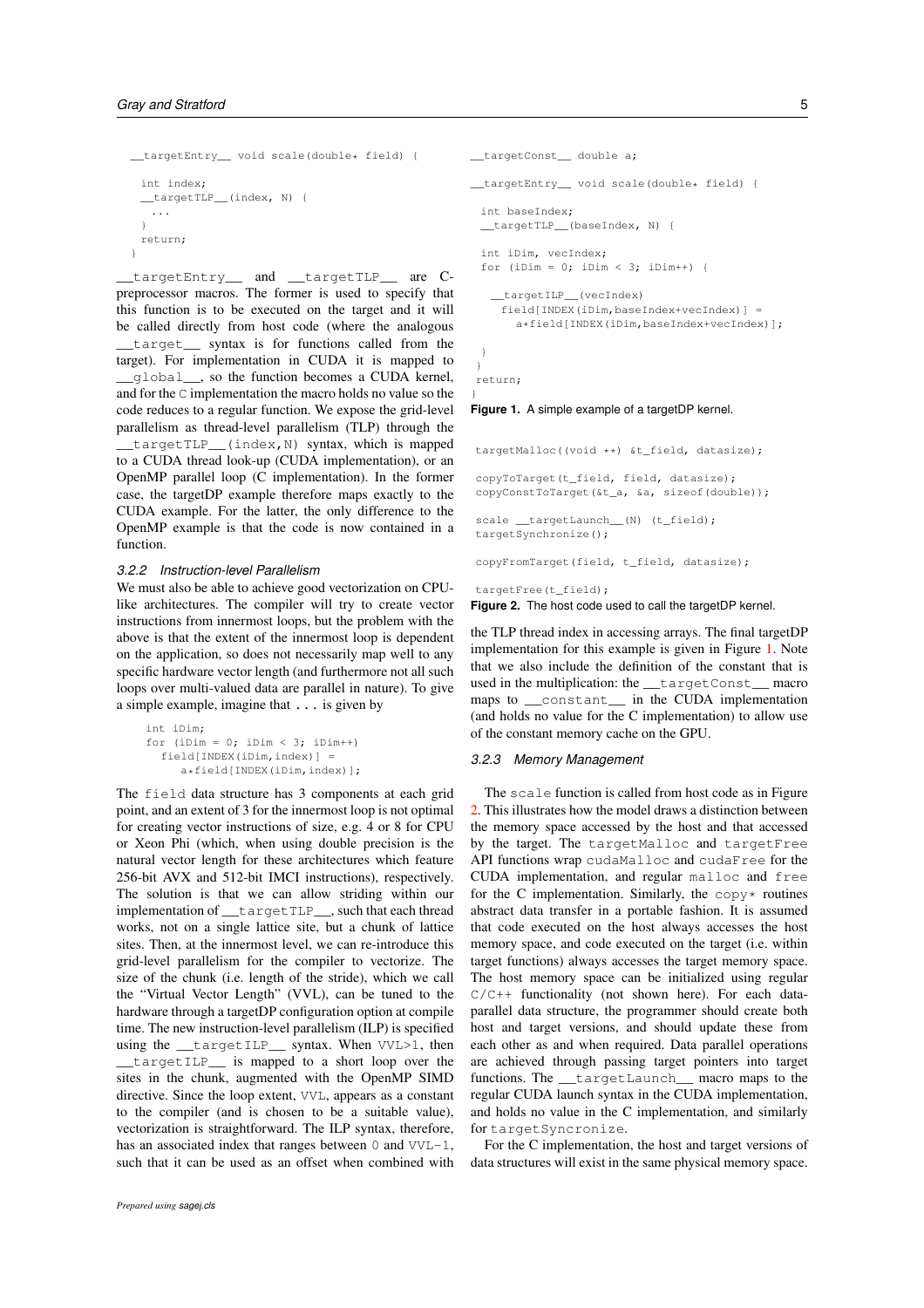```
__targetEntry__ void scale(double* field) {

  int index;
  __targetTLP__(index, N) {
    ...
  }
  return;
}
```

`__targetEntry__` and `__targetTLP__` are C-preprocessor macros. The former is used to specify that this function is to be executed on the target and it will be called directly from host code (where the analogous `__target__` syntax is for functions called from the target). For implementation in CUDA it is mapped to `__global__`, so the function becomes a CUDA kernel, and for the `C` implementation the macro holds no value so the code reduces to a regular function. We expose the grid-level parallelism as thread-level parallelism (TLP) through the `__targetTLP__(index,N)` syntax, which is mapped to a CUDA thread look-up (CUDA implementation), or an OpenMP parallel loop (C implementation). In the former case, the targetDP example therefore maps exactly to the CUDA example. For the latter, the only difference to the OpenMP example is that the code is now contained in a function.

### 3.2.2 Instruction-level Parallelism

We must also be able to achieve good vectorization on CPU-like architectures. The compiler will try to create vector instructions from innermost loops, but the problem with the above is that the extent of the innermost loop is dependent on the application, so does not necessarily map well to any specific hardware vector length (and furthermore not all such loops over multi-valued data are parallel in nature). To give a simple example, imagine that `...` is given by

```
int iDim;
for (iDim = 0; iDim < 3; iDim++)
  field[INDEX(iDim,index)] =
     a*field[INDEX(iDim,index)];
```

The `field` data structure has 3 components at each grid point, and an extent of 3 for the innermost loop is not optimal for creating vector instructions of size, e.g. 4 or 8 for CPU or Xeon Phi (which, when using double precision is the natural vector length for these architectures which feature 256-bit AVX and 512-bit IMCI instructions), respectively. The solution is that we can allow striding within our implementation of `__targetTLP__`, such that each thread works, not on a single lattice site, but a chunk of lattice sites. Then, at the innermost level, we can re-introduce this grid-level parallelism for the compiler to vectorize. The size of the chunk (i.e. length of the stride), which we call the "Virtual Vector Length" (VVL), can be tuned to the hardware through a targetDP configuration option at compile time. The new instruction-level parallelism (ILP) is specified using the `__targetILP__` syntax. When `VVL>1`, then `__targetILP__` is mapped to a short loop over the sites in the chunk, augmented with the OpenMP SIMD directive. Since the loop extent, `VVL`, appears as a constant to the compiler (and is chosen to be a suitable value), vectorization is straightforward. The ILP syntax, therefore, has an associated index that ranges between `0` and `VVL-1`, such that it can be used as an offset when combined with the TLP thread index in accessing arrays. The final targetDP implementation for this example is given in Figure 1. Note that we also include the definition of the constant that is used in the multiplication: the `__targetConst__` macro maps to `__constant__` in the CUDA implementation (and holds no value for the C implementation) to allow use of the constant memory cache on the GPU.

```
__targetConst__ double a;

__targetEntry__ void scale(double* field) {

 int baseIndex;
  __targetTLP__(baseIndex, N) {

  int iDim, vecIndex;
  for (iDim = 0; iDim < 3; iDim++) {

   __targetILP__(vecIndex)
     field[INDEX(iDim,baseIndex+vecIndex)] =
       a*field[INDEX(iDim,baseIndex+vecIndex)];

  }
 }
 return;
}
```

**Figure 1.** A simple example of a targetDP kernel.

```
targetMalloc((void **) &t_field, datasize);

copyToTarget(t_field, field, datasize);
copyConstToTarget(&t_a, &a, sizeof(double));

scale __targetLaunch__(N) (t_field);
targetSynchronize();

copyFromTarget(field, t_field, datasize);

targetFree(t_field);
```

**Figure 2.** The host code used to call the targetDP kernel.

### 3.2.3 Memory Management

The `scale` function is called from host code as in Figure 2. This illustrates how the model draws a distinction between the memory space accessed by the host and that accessed by the target. The `targetMalloc` and `targetFree` API functions wrap `cudaMalloc` and `cudaFree` for the CUDA implementation, and regular `malloc` and `free` for the C implementation. Similarly, the `copy*` routines abstract data transfer in a portable fashion. It is assumed that code executed on the host always accesses the host memory space, and code executed on the target (i.e. within target functions) always accesses the target memory space. The host memory space can be initialized using regular `C/C++` functionality (not shown here). For each data-parallel data structure, the programmer should create both host and target versions, and should update these from each other as and when required. Data parallel operations are achieved through passing target pointers into target functions. The `__targetLaunch__` macro maps to the regular CUDA launch syntax in the CUDA implementation, and holds no value in the C implementation, and similarly for `targetSyncronize`.

For the C implementation, the host and target versions of data structures will exist in the same physical memory space.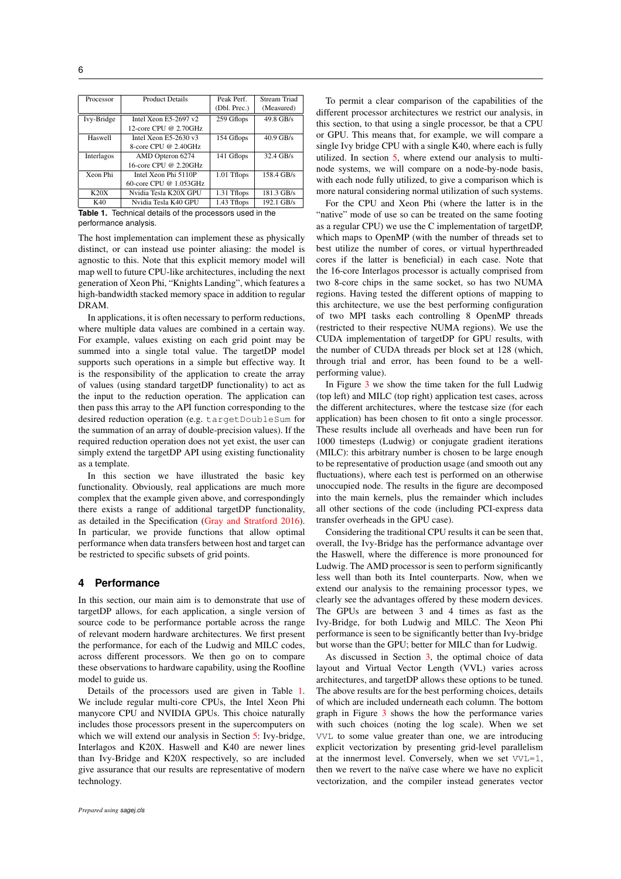| Processor | Product Details | Peak Perf. (Dbl. Prec.) | Stream Triad (Measured) |
|---|---|---|---|
| Ivy-Bridge | Intel Xeon E5-2697 v2 12-core CPU @ 2.70GHz | 259 Gflops | 49.8 GB/s |
| Haswell | Intel Xeon E5-2630 v3 8-core CPU @ 2.40GHz | 154 Gflops | 40.9 GB/s |
| Interlagos | AMD Opteron 6274 16-core CPU @ 2.20GHz | 141 Gflops | 32.4 GB/s |
| Xeon Phi | Intel Xeon Phi 5110P 60-core CPU @ 1.053GHz | 1.01 Tflops | 158.4 GB/s |
| K20X | Nvidia Tesla K20X GPU | 1.31 Tflops | 181.3 GB/s |
| K40 | Nvidia Tesla K40 GPU | 1.43 Tflops | 192.1 GB/s |

**Table 1.** Technical details of the processors used in the performance analysis.

The host implementation can implement these as physically distinct, or can instead use pointer aliasing: the model is agnostic to this. Note that this explicit memory model will map well to future CPU-like architectures, including the next generation of Xeon Phi, "Knights Landing", which features a high-bandwidth stacked memory space in addition to regular DRAM.

In applications, it is often necessary to perform reductions, where multiple data values are combined in a certain way. For example, values existing on each grid point may be summed into a single total value. The targetDP model supports such operations in a simple but effective way. It is the responsibility of the application to create the array of values (using standard targetDP functionality) to act as the input to the reduction operation. The application can then pass this array to the API function corresponding to the desired reduction operation (e.g. `targetDoubleSum` for the summation of an array of double-precision values). If the required reduction operation does not yet exist, the user can simply extend the targetDP API using existing functionality as a template.

In this section we have illustrated the basic key functionality. Obviously, real applications are much more complex that the example given above, and correspondingly there exists a range of additional targetDP functionality, as detailed in the Specification (Gray and Stratford 2016). In particular, we provide functions that allow optimal performance when data transfers between host and target can be restricted to specific subsets of grid points.

## 4 Performance

In this section, our main aim is to demonstrate that use of targetDP allows, for each application, a single version of source code to be performance portable across the range of relevant modern hardware architectures. We first present the performance, for each of the Ludwig and MILC codes, across different processors. We then go on to compare these observations to hardware capability, using the Roofline model to guide us.

Details of the processors used are given in Table 1. We include regular multi-core CPUs, the Intel Xeon Phi manycore CPU and NVIDIA GPUs. This choice naturally includes those processors present in the supercomputers on which we will extend our analysis in Section 5: Ivy-bridge, Interlagos and K20X. Haswell and K40 are newer lines than Ivy-Bridge and K20X respectively, so are included give assurance that our results are representative of modern technology.

To permit a clear comparison of the capabilities of the different processor architectures we restrict our analysis, in this section, to that using a single processor, be that a CPU or GPU. This means that, for example, we will compare a single Ivy bridge CPU with a single K40, where each is fully utilized. In section 5, where extend our analysis to multi-node systems, we will compare on a node-by-node basis, with each node fully utilized, to give a comparison which is more natural considering normal utilization of such systems.

For the CPU and Xeon Phi (where the latter is in the "native" mode of use so can be treated on the same footing as a regular CPU) we use the C implementation of targetDP, which maps to OpenMP (with the number of threads set to best utilize the number of cores, or virtual hyperthreaded cores if the latter is beneficial) in each case. Note that the 16-core Interlagos processor is actually comprised from two 8-core chips in the same socket, so has two NUMA regions. Having tested the different options of mapping to this architecture, we use the best performing configuration of two MPI tasks each controlling 8 OpenMP threads (restricted to their respective NUMA regions). We use the CUDA implementation of targetDP for GPU results, with the number of CUDA threads per block set at 128 (which, through trial and error, has been found to be a well-performing value).

In Figure 3 we show the time taken for the full Ludwig (top left) and MILC (top right) application test cases, across the different architectures, where the testcase size (for each application) has been chosen to fit onto a single processor. These results include all overheads and have been run for 1000 timesteps (Ludwig) or conjugate gradient iterations (MILC): this arbitrary number is chosen to be large enough to be representative of production usage (and smooth out any fluctuations), where each test is performed on an otherwise unoccupied node. The results in the figure are decomposed into the main kernels, plus the remainder which includes all other sections of the code (including PCI-express data transfer overheads in the GPU case).

Considering the traditional CPU results it can be seen that, overall, the Ivy-Bridge has the performance advantage over the Haswell, where the difference is more pronounced for Ludwig. The AMD processor is seen to perform significantly less well than both its Intel counterparts. Now, when we extend our analysis to the remaining processor types, we clearly see the advantages offered by these modern devices. The GPUs are between 3 and 4 times as fast as the Ivy-Bridge, for both Ludwig and MILC. The Xeon Phi performance is seen to be significantly better than Ivy-bridge but worse than the GPU; better for MILC than for Ludwig.

As discussed in Section 3, the optimal choice of data layout and Virtual Vector Length (VVL) varies across architectures, and targetDP allows these options to be tuned. The above results are for the best performing choices, details of which are included underneath each column. The bottom graph in Figure 3 shows the how the performance varies with such choices (noting the log scale). When we set `VVL` to some value greater than one, we are introducing explicit vectorization by presenting grid-level parallelism at the innermost level. Conversely, when we set `VVL=1`, then we revert to the naïve case where we have no explicit vectorization, and the compiler instead generates vector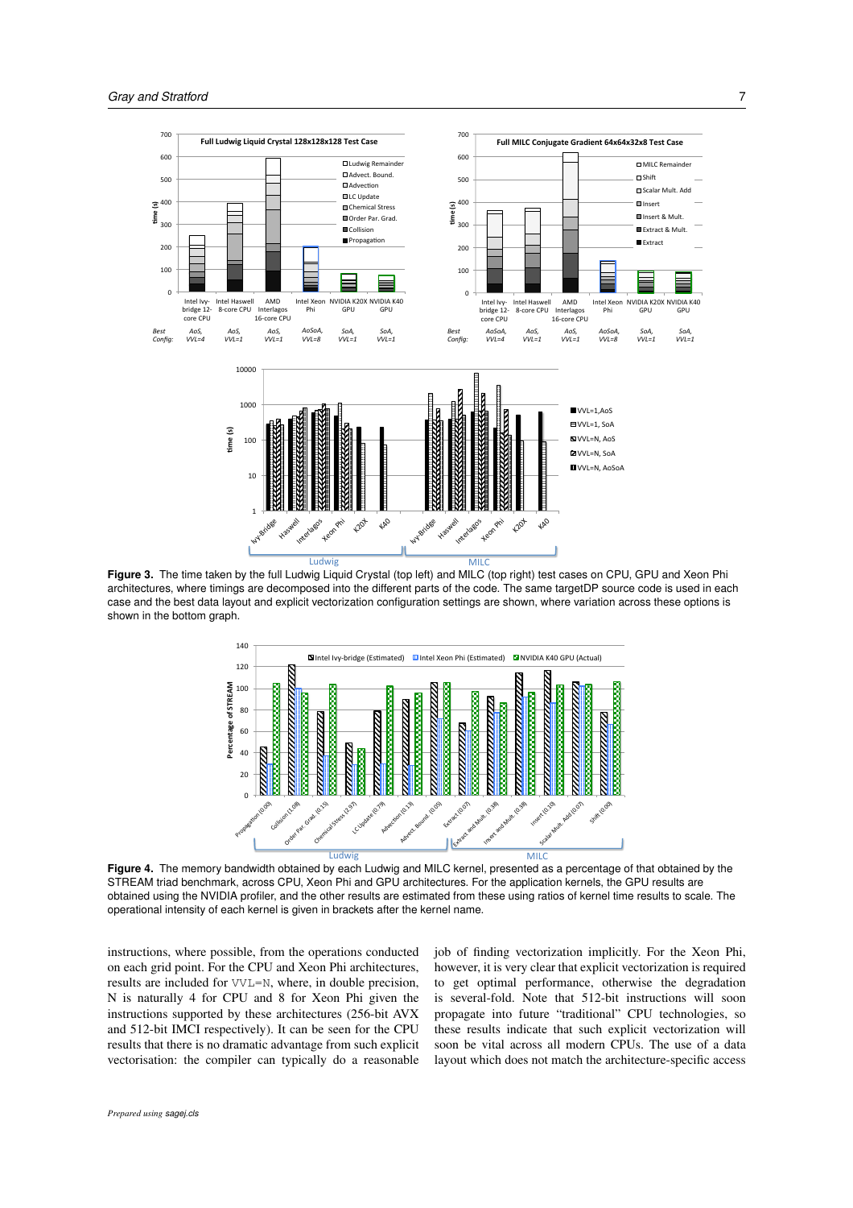**Figure 3.** The time taken by the full Ludwig Liquid Crystal (top left) and MILC (top right) test cases on CPU, GPU and Xeon Phi architectures, where timings are decomposed into the different parts of the code. The same targetDP source code is used in each case and the best data layout and explicit vectorization configuration settings are shown, where variation across these options is shown in the bottom graph.

**Figure 4.** The memory bandwidth obtained by each Ludwig and MILC kernel, presented as a percentage of that obtained by the STREAM triad benchmark, across CPU, Xeon Phi and GPU architectures. For the application kernels, the GPU results are obtained using the NVIDIA profiler, and the other results are estimated from these using ratios of kernel time results to scale. The operational intensity of each kernel is given in brackets after the kernel name.

instructions, where possible, from the operations conducted on each grid point. For the CPU and Xeon Phi architectures, results are included for VVL=N, where, in double precision, N is naturally 4 for CPU and 8 for Xeon Phi given the instructions supported by these architectures (256-bit AVX and 512-bit IMCI respectively). It can be seen for the CPU results that there is no dramatic advantage from such explicit vectorisation: the compiler can typically do a reasonable job of finding vectorization implicitly. For the Xeon Phi, however, it is very clear that explicit vectorization is required to get optimal performance, otherwise the degradation is several-fold. Note that 512-bit instructions will soon propagate into future "traditional" CPU technologies, so these results indicate that such explicit vectorization will soon be vital across all modern CPUs. The use of a data layout which does not match the architecture-specific access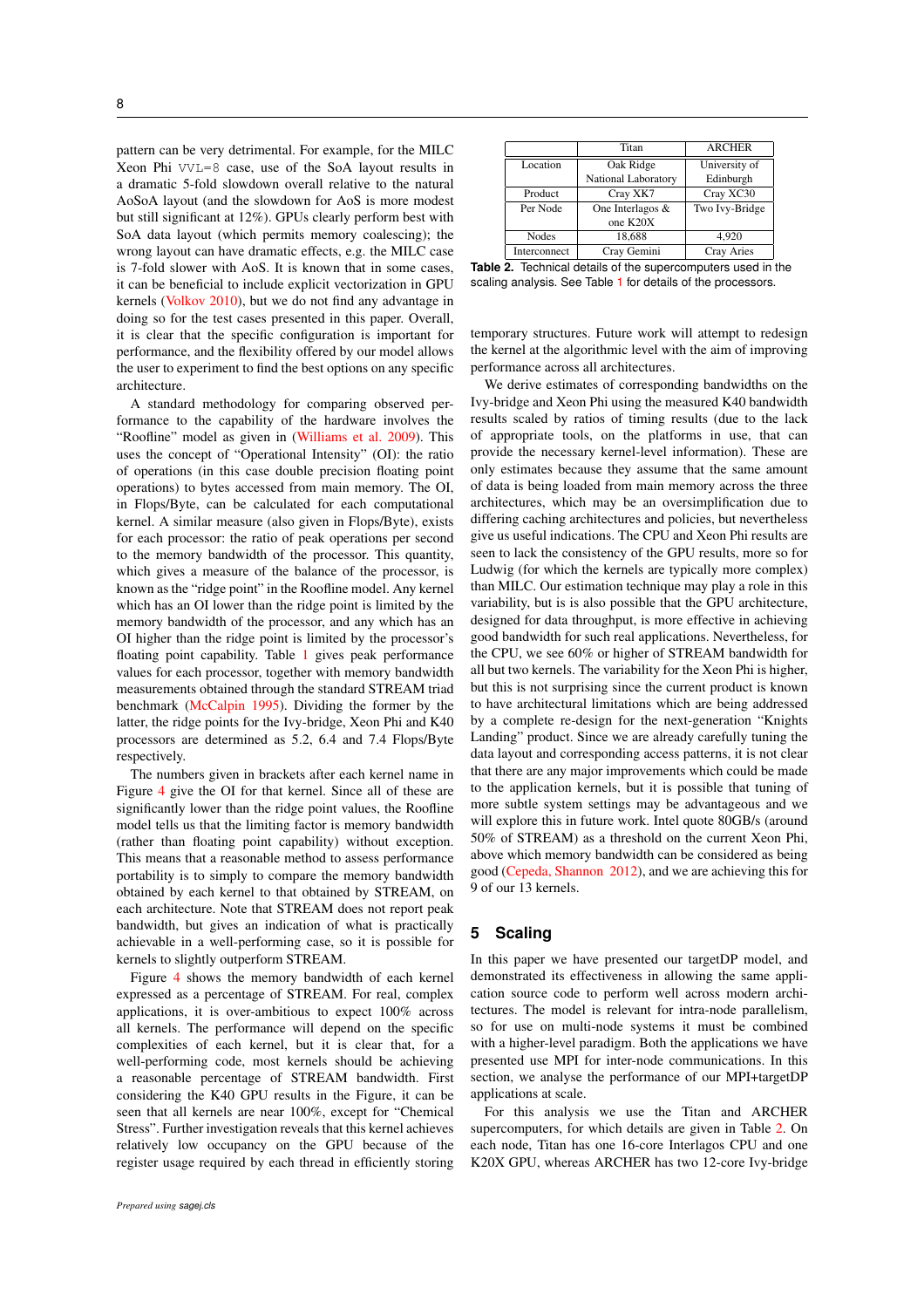pattern can be very detrimental. For example, for the MILC Xeon Phi VVL=8 case, use of the SoA layout results in a dramatic 5-fold slowdown overall relative to the natural AoSoA layout (and the slowdown for AoS is more modest but still significant at 12%). GPUs clearly perform best with SoA data layout (which permits memory coalescing); the wrong layout can have dramatic effects, e.g. the MILC case is 7-fold slower with AoS. It is known that in some cases, it can be beneficial to include explicit vectorization in GPU kernels (Volkov 2010), but we do not find any advantage in doing so for the test cases presented in this paper. Overall, it is clear that the specific configuration is important for performance, and the flexibility offered by our model allows the user to experiment to find the best options on any specific architecture.

A standard methodology for comparing observed performance to the capability of the hardware involves the "Roofline" model as given in (Williams et al. 2009). This uses the concept of "Operational Intensity" (OI): the ratio of operations (in this case double precision floating point operations) to bytes accessed from main memory. The OI, in Flops/Byte, can be calculated for each computational kernel. A similar measure (also given in Flops/Byte), exists for each processor: the ratio of peak operations per second to the memory bandwidth of the processor. This quantity, which gives a measure of the balance of the processor, is known as the "ridge point" in the Roofline model. Any kernel which has an OI lower than the ridge point is limited by the memory bandwidth of the processor, and any which has an OI higher than the ridge point is limited by the processor's floating point capability. Table 1 gives peak performance values for each processor, together with memory bandwidth measurements obtained through the standard STREAM triad benchmark (McCalpin 1995). Dividing the former by the latter, the ridge points for the Ivy-bridge, Xeon Phi and K40 processors are determined as 5.2, 6.4 and 7.4 Flops/Byte respectively.

The numbers given in brackets after each kernel name in Figure 4 give the OI for that kernel. Since all of these are significantly lower than the ridge point values, the Roofline model tells us that the limiting factor is memory bandwidth (rather than floating point capability) without exception. This means that a reasonable method to assess performance portability is to simply to compare the memory bandwidth obtained by each kernel to that obtained by STREAM, on each architecture. Note that STREAM does not report peak bandwidth, but gives an indication of what is practically achievable in a well-performing case, so it is possible for kernels to slightly outperform STREAM.

Figure 4 shows the memory bandwidth of each kernel expressed as a percentage of STREAM. For real, complex applications, it is over-ambitious to expect 100% across all kernels. The performance will depend on the specific complexities of each kernel, but it is clear that, for a well-performing code, most kernels should be achieving a reasonable percentage of STREAM bandwidth. First considering the K40 GPU results in the Figure, it can be seen that all kernels are near 100%, except for "Chemical Stress". Further investigation reveals that this kernel achieves relatively low occupancy on the GPU because of the register usage required by each thread in efficiently storing temporary structures. Future work will attempt to redesign the kernel at the algorithmic level with the aim of improving performance across all architectures.

We derive estimates of corresponding bandwidths on the Ivy-bridge and Xeon Phi using the measured K40 bandwidth results scaled by ratios of timing results (due to the lack of appropriate tools, on the platforms in use, that can provide the necessary kernel-level information). These are only estimates because they assume that the same amount of data is being loaded from main memory across the three architectures, which may be an oversimplification due to differing caching architectures and policies, but nevertheless give us useful indications. The CPU and Xeon Phi results are seen to lack the consistency of the GPU results, more so for Ludwig (for which the kernels are typically more complex) than MILC. Our estimation technique may play a role in this variability, but is is also possible that the GPU architecture, designed for data throughput, is more effective in achieving good bandwidth for such real applications. Nevertheless, for the CPU, we see 60% or higher of STREAM bandwidth for all but two kernels. The variability for the Xeon Phi is higher, but this is not surprising since the current product is known to have architectural limitations which are being addressed by a complete re-design for the next-generation "Knights Landing" product. Since we are already carefully tuning the data layout and corresponding access patterns, it is not clear that there are any major improvements which could be made to the application kernels, but it is possible that tuning of more subtle system settings may be advantageous and we will explore this in future work. Intel quote 80GB/s (around 50% of STREAM) as a threshold on the current Xeon Phi, above which memory bandwidth can be considered as being good (Cepeda, Shannon 2012), and we are achieving this for 9 of our 13 kernels.

| | Titan | ARCHER |
|---|---|---|
| Location | Oak Ridge National Laboratory | University of Edinburgh |
| Product | Cray XK7 | Cray XC30 |
| Per Node | One Interlagos & one K20X | Two Ivy-Bridge |
| Nodes | 18,688 | 4,920 |
| Interconnect | Cray Gemini | Cray Aries |

**Table 2.** Technical details of the supercomputers used in the scaling analysis. See Table 1 for details of the processors.

## 5 Scaling

In this paper we have presented our targetDP model, and demonstrated its effectiveness in allowing the same application source code to perform well across modern architectures. The model is relevant for intra-node parallelism, so for use on multi-node systems it must be combined with a higher-level paradigm. Both the applications we have presented use MPI for inter-node communications. In this section, we analyse the performance of our MPI+targetDP applications at scale.

For this analysis we use the Titan and ARCHER supercomputers, for which details are given in Table 2. On each node, Titan has one 16-core Interlagos CPU and one K20X GPU, whereas ARCHER has two 12-core Ivy-bridge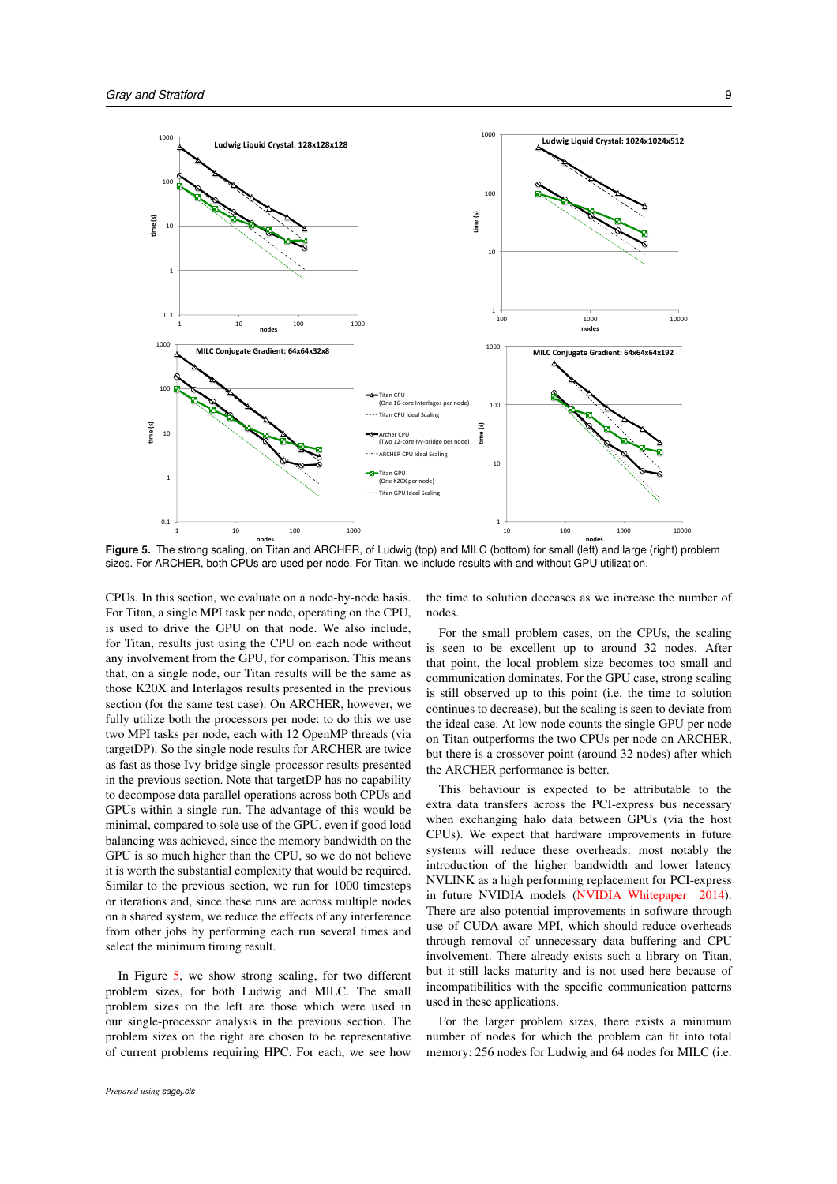**Figure 5.** The strong scaling, on Titan and ARCHER, of Ludwig (top) and MILC (bottom) for small (left) and large (right) problem sizes. For ARCHER, both CPUs are used per node. For Titan, we include results with and without GPU utilization.

CPUs. In this section, we evaluate on a node-by-node basis. For Titan, a single MPI task per node, operating on the CPU, is used to drive the GPU on that node. We also include, for Titan, results just using the CPU on each node without any involvement from the GPU, for comparison. This means that, on a single node, our Titan results will be the same as those K20X and Interlagos results presented in the previous section (for the same test case). On ARCHER, however, we fully utilize both the processors per node: to do this we use two MPI tasks per node, each with 12 OpenMP threads (via targetDP). So the single node results for ARCHER are twice as fast as those Ivy-bridge single-processor results presented in the previous section. Note that targetDP has no capability to decompose data parallel operations across both CPUs and GPUs within a single run. The advantage of this would be minimal, compared to sole use of the GPU, even if good load balancing was achieved, since the memory bandwidth on the GPU is so much higher than the CPU, so we do not believe it is worth the substantial complexity that would be required. Similar to the previous section, we run for 1000 timesteps or iterations and, since these runs are across multiple nodes on a shared system, we reduce the effects of any interference from other jobs by performing each run several times and select the minimum timing result.

In Figure 5, we show strong scaling, for two different problem sizes, for both Ludwig and MILC. The small problem sizes on the left are those which were used in our single-processor analysis in the previous section. The problem sizes on the right are chosen to be representative of current problems requiring HPC. For each, we see how the time to solution deceases as we increase the number of nodes.

For the small problem cases, on the CPUs, the scaling is seen to be excellent up to around 32 nodes. After that point, the local problem size becomes too small and communication dominates. For the GPU case, strong scaling is still observed up to this point (i.e. the time to solution continues to decrease), but the scaling is seen to deviate from the ideal case. At low node counts the single GPU per node on Titan outperforms the two CPUs per node on ARCHER, but there is a crossover point (around 32 nodes) after which the ARCHER performance is better.

This behaviour is expected to be attributable to the extra data transfers across the PCI-express bus necessary when exchanging halo data between GPUs (via the host CPUs). We expect that hardware improvements in future systems will reduce these overheads: most notably the introduction of the higher bandwidth and lower latency NVLINK as a high performing replacement for PCI-express in future NVIDIA models (NVIDIA Whitepaper 2014). There are also potential improvements in software through use of CUDA-aware MPI, which should reduce overheads through removal of unnecessary data buffering and CPU involvement. There already exists such a library on Titan, but it still lacks maturity and is not used here because of incompatibilities with the specific communication patterns used in these applications.

For the larger problem sizes, there exists a minimum number of nodes for which the problem can fit into total memory: 256 nodes for Ludwig and 64 nodes for MILC (i.e.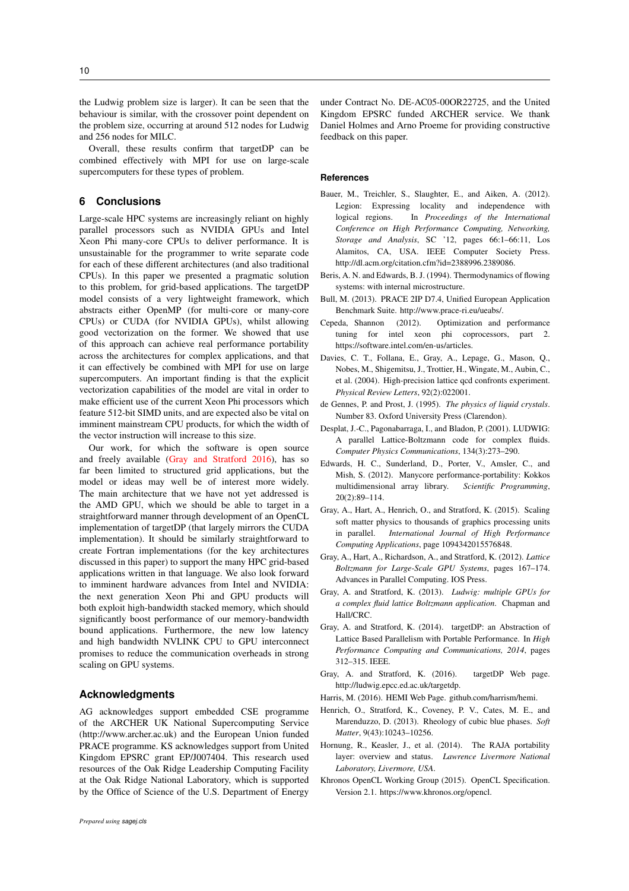the Ludwig problem size is larger). It can be seen that the behaviour is similar, with the crossover point dependent on the problem size, occurring at around 512 nodes for Ludwig and 256 nodes for MILC.

Overall, these results confirm that targetDP can be combined effectively with MPI for use on large-scale supercomputers for these types of problem.

## 6 Conclusions

Large-scale HPC systems are increasingly reliant on highly parallel processors such as NVIDIA GPUs and Intel Xeon Phi many-core CPUs to deliver performance. It is unsustainable for the programmer to write separate code for each of these different architectures (and also traditional CPUs). In this paper we presented a pragmatic solution to this problem, for grid-based applications. The targetDP model consists of a very lightweight framework, which abstracts either OpenMP (for multi-core or many-core CPUs) or CUDA (for NVIDIA GPUs), whilst allowing good vectorization on the former. We showed that use of this approach can achieve real performance portability across the architectures for complex applications, and that it can effectively be combined with MPI for use on large supercomputers. An important finding is that the explicit vectorization capabilities of the model are vital in order to make efficient use of the current Xeon Phi processors which feature 512-bit SIMD units, and are expected also be vital on imminent mainstream CPU products, for which the width of the vector instruction will increase to this size.

Our work, for which the software is open source and freely available (Gray and Stratford 2016), has so far been limited to structured grid applications, but the model or ideas may well be of interest more widely. The main architecture that we have not yet addressed is the AMD GPU, which we should be able to target in a straightforward manner through development of an OpenCL implementation of targetDP (that largely mirrors the CUDA implementation). It should be similarly straightforward to create Fortran implementations (for the key architectures discussed in this paper) to support the many HPC grid-based applications written in that language. We also look forward to imminent hardware advances from Intel and NVIDIA: the next generation Xeon Phi and GPU products will both exploit high-bandwidth stacked memory, which should significantly boost performance of our memory-bandwidth bound applications. Furthermore, the new low latency and high bandwidth NVLINK CPU to GPU interconnect promises to reduce the communication overheads in strong scaling on GPU systems.

## Acknowledgments

AG acknowledges support embedded CSE programme of the ARCHER UK National Supercomputing Service (http://www.archer.ac.uk) and the European Union funded PRACE programme. KS acknowledges support from United Kingdom EPSRC grant EP/J007404. This research used resources of the Oak Ridge Leadership Computing Facility at the Oak Ridge National Laboratory, which is supported by the Office of Science of the U.S. Department of Energy under Contract No. DE-AC05-00OR22725, and the United Kingdom EPSRC funded ARCHER service. We thank Daniel Holmes and Arno Proeme for providing constructive feedback on this paper.

## References

Bauer, M., Treichler, S., Slaughter, E., and Aiken, A. (2012). Legion: Expressing locality and independence with logical regions. In *Proceedings of the International Conference on High Performance Computing, Networking, Storage and Analysis*, SC '12, pages 66:1–66:11, Los Alamitos, CA, USA. IEEE Computer Society Press. http://dl.acm.org/citation.cfm?id=2388996.2389086.

Beris, A. N. and Edwards, B. J. (1994). Thermodynamics of flowing systems: with internal microstructure.

Bull, M. (2013). PRACE 2IP D7.4, Unified European Application Benchmark Suite. http://www.prace-ri.eu/ueabs/.

Cepeda, Shannon (2012). Optimization and performance tuning for intel xeon phi coprocessors, part 2. https://software.intel.com/en-us/articles.

Davies, C. T., Follana, E., Gray, A., Lepage, G., Mason, Q., Nobes, M., Shigemitsu, J., Trottier, H., Wingate, M., Aubin, C., et al. (2004). High-precision lattice qcd confronts experiment. *Physical Review Letters*, 92(2):022001.

de Gennes, P. and Prost, J. (1995). *The physics of liquid crystals*. Number 83. Oxford University Press (Clarendon).

Desplat, J.-C., Pagonabarraga, I., and Bladon, P. (2001). LUDWIG: A parallel Lattice-Boltzmann code for complex fluids. *Computer Physics Communications*, 134(3):273–290.

Edwards, H. C., Sunderland, D., Porter, V., Amsler, C., and Mish, S. (2012). Manycore performance-portability: Kokkos multidimensional array library. *Scientific Programming*, 20(2):89–114.

Gray, A., Hart, A., Henrich, O., and Stratford, K. (2015). Scaling soft matter physics to thousands of graphics processing units in parallel. *International Journal of High Performance Computing Applications*, page 1094342015576848.

Gray, A., Hart, A., Richardson, A., and Stratford, K. (2012). *Lattice Boltzmann for Large-Scale GPU Systems*, pages 167–174. Advances in Parallel Computing. IOS Press.

Gray, A. and Stratford, K. (2013). *Ludwig: multiple GPUs for a complex fluid lattice Boltzmann application*. Chapman and Hall/CRC.

Gray, A. and Stratford, K. (2014). targetDP: an Abstraction of Lattice Based Parallelism with Portable Performance. In *High Performance Computing and Communications, 2014*, pages 312–315. IEEE.

Gray, A. and Stratford, K. (2016). targetDP Web page. http://ludwig.epcc.ed.ac.uk/targetdp.

Harris, M. (2016). HEMI Web Page. github.com/harrism/hemi.

Henrich, O., Stratford, K., Coveney, P. V., Cates, M. E., and Marenduzzo, D. (2013). Rheology of cubic blue phases. *Soft Matter*, 9(43):10243–10256.

Hornung, R., Keasler, J., et al. (2014). The RAJA portability layer: overview and status. *Lawrence Livermore National Laboratory, Livermore, USA*.

Khronos OpenCL Working Group (2015). OpenCL Specification. Version 2.1. https://www.khronos.org/opencl.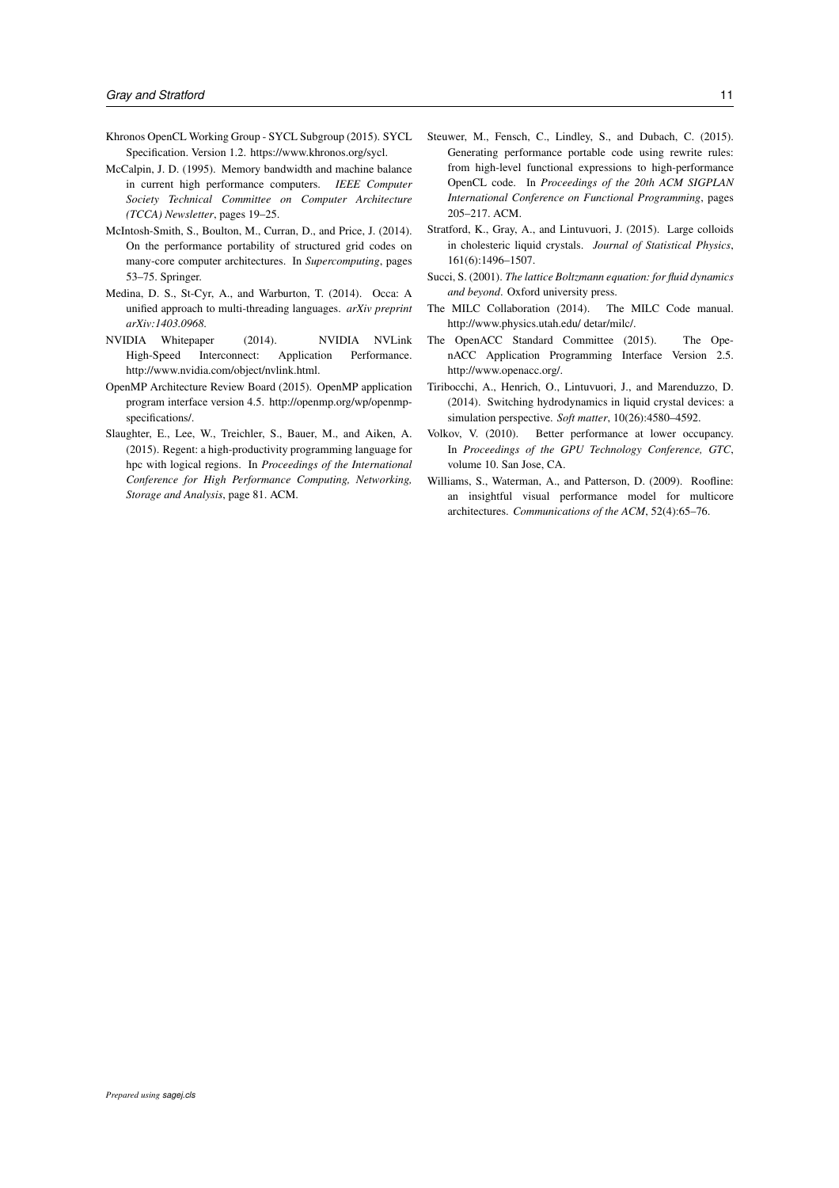Khronos OpenCL Working Group - SYCL Subgroup (2015). SYCL Specification. Version 1.2. https://www.khronos.org/sycl.

McCalpin, J. D. (1995). Memory bandwidth and machine balance in current high performance computers. *IEEE Computer Society Technical Committee on Computer Architecture (TCCA) Newsletter*, pages 19–25.

McIntosh-Smith, S., Boulton, M., Curran, D., and Price, J. (2014). On the performance portability of structured grid codes on many-core computer architectures. In *Supercomputing*, pages 53–75. Springer.

Medina, D. S., St-Cyr, A., and Warburton, T. (2014). Occa: A unified approach to multi-threading languages. *arXiv preprint arXiv:1403.0968*.

NVIDIA Whitepaper (2014). NVIDIA NVLink High-Speed Interconnect: Application Performance. http://www.nvidia.com/object/nvlink.html.

OpenMP Architecture Review Board (2015). OpenMP application program interface version 4.5. http://openmp.org/wp/openmp-specifications/.

Slaughter, E., Lee, W., Treichler, S., Bauer, M., and Aiken, A. (2015). Regent: a high-productivity programming language for hpc with logical regions. In *Proceedings of the International Conference for High Performance Computing, Networking, Storage and Analysis*, page 81. ACM.

Steuwer, M., Fensch, C., Lindley, S., and Dubach, C. (2015). Generating performance portable code using rewrite rules: from high-level functional expressions to high-performance OpenCL code. In *Proceedings of the 20th ACM SIGPLAN International Conference on Functional Programming*, pages 205–217. ACM.

Stratford, K., Gray, A., and Lintuvuori, J. (2015). Large colloids in cholesteric liquid crystals. *Journal of Statistical Physics*, 161(6):1496–1507.

Succi, S. (2001). *The lattice Boltzmann equation: for fluid dynamics and beyond*. Oxford university press.

The MILC Collaboration (2014). The MILC Code manual. http://www.physics.utah.edu/ detar/milc/.

The OpenACC Standard Committee (2015). The OpenACC Application Programming Interface Version 2.5. http://www.openacc.org/.

Tiribocchi, A., Henrich, O., Lintuvuori, J., and Marenduzzo, D. (2014). Switching hydrodynamics in liquid crystal devices: a simulation perspective. *Soft matter*, 10(26):4580–4592.

Volkov, V. (2010). Better performance at lower occupancy. In *Proceedings of the GPU Technology Conference, GTC*, volume 10. San Jose, CA.

Williams, S., Waterman, A., and Patterson, D. (2009). Roofline: an insightful visual performance model for multicore architectures. *Communications of the ACM*, 52(4):65–76.